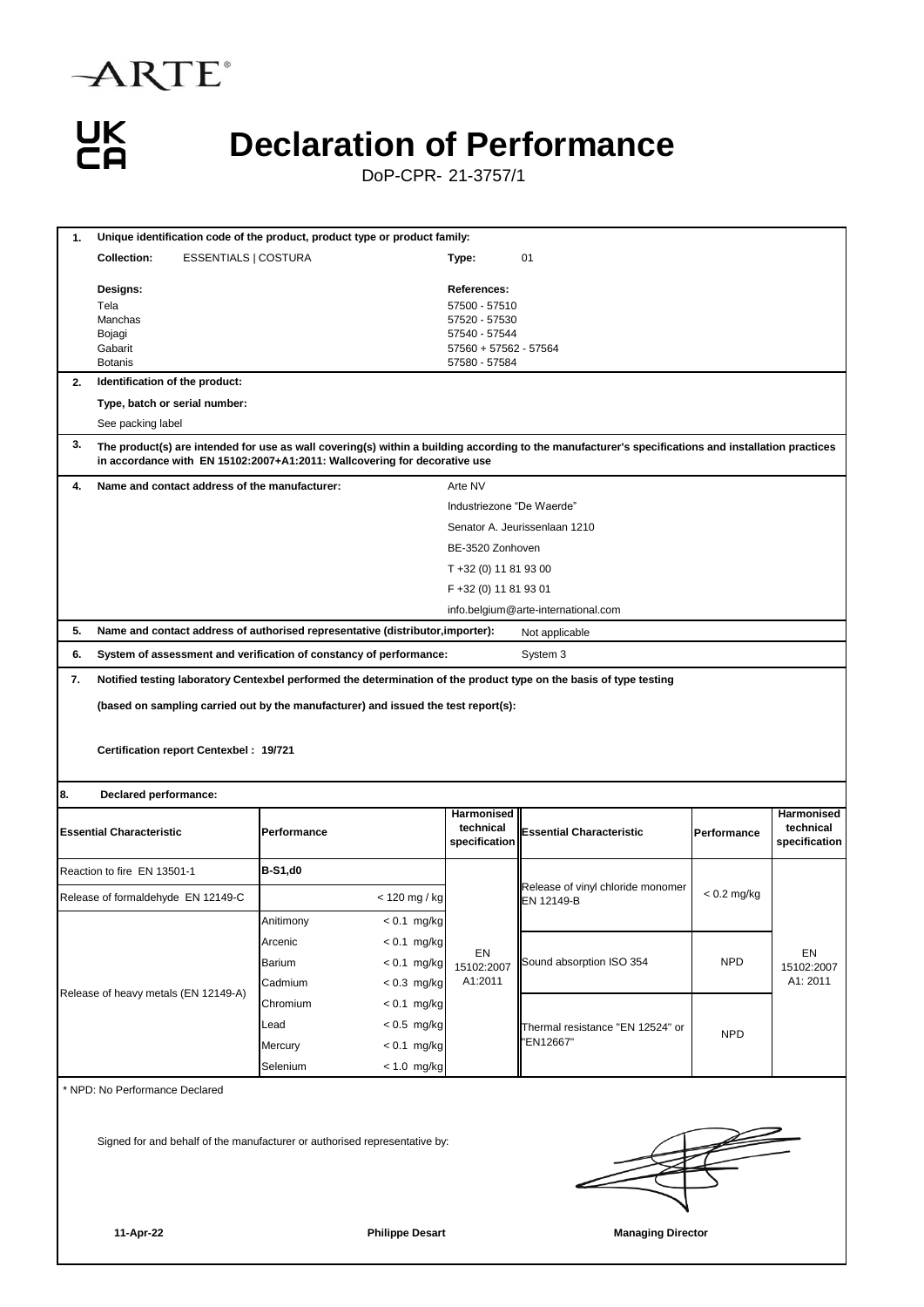ARTE®

UK CA

# Declaration of Performance

DoP-CPR- 21-3757/1

**1. Unique identification code of the product, product type or product family:**

**Collection:** ESSENTIALS | COSTURA  **Type:** 01

| **Designs:** | **References:** |
|---|---|
| Tela | 57500 - 57510 |
| Manchas | 57520 - 57530 |
| Bojagi | 57540 - 57544 |
| Gabarit | 57560 + 57562 - 57564 |
| Botanis | 57580 - 57584 |

**2. Identification of the product:**

**Type, batch or serial number:**

See packing label

**3. The product(s) are intended for use as wall covering(s) within a building according to the manufacturer's specifications and installation practices in accordance with EN 15102:2007+A1:2011: Wallcovering for decorative use**

**4. Name and contact address of the manufacturer:**

Arte NV
Industriezone "De Waerde"
Senator A. Jeurissenlaan 1210
BE-3520 Zonhoven
T +32 (0) 11 81 93 00
F +32 (0) 11 81 93 01
info.belgium@arte-international.com

**5. Name and contact address of authorised representative (distributor,importer):** Not applicable

**6. System of assessment and verification of constancy of performance:** System 3

**7. Notified testing laboratory Centexbel performed the determination of the product type on the basis of type testing**

**(based on sampling carried out by the manufacturer) and issued the test report(s):**

**Certification report Centexbel : 19/721**

**8. Declared performance:**

| Essential Characteristic | Performance | | Harmonised technical specification | Essential Characteristic | Performance | Harmonised technical specification |
|---|---|---|---|---|---|---|
| Reaction to fire EN 13501-1 | **B-S1,d0** | | EN 15102:2007 A1:2011 | Release of vinyl chloride monomer EN 12149-B | < 0.2 mg/kg | EN 15102:2007 A1: 2011 |
| Release of formaldehyde EN 12149-C | | < 120 mg / kg | | | | |
| Release of heavy metals (EN 12149-A) | Anitimony | < 0.1 mg/kg | | | | |
| | Arcenic | < 0.1 mg/kg | | Sound absorption ISO 354 | NPD | |
| | Barium | < 0.1 mg/kg | | | | |
| | Cadmium | < 0.3 mg/kg | | | | |
| | Chromium | < 0.1 mg/kg | | Thermal resistance "EN 12524" or "EN12667" | NPD | |
| | Lead | < 0.5 mg/kg | | | | |
| | Mercury | < 0.1 mg/kg | | | | |
| | Selenium | < 1.0 mg/kg | | | | |

* NPD: No Performance Declared

Signed for and behalf of the manufacturer or authorised representative by:

**11-Apr-22** **Philippe Desart** **Managing Director**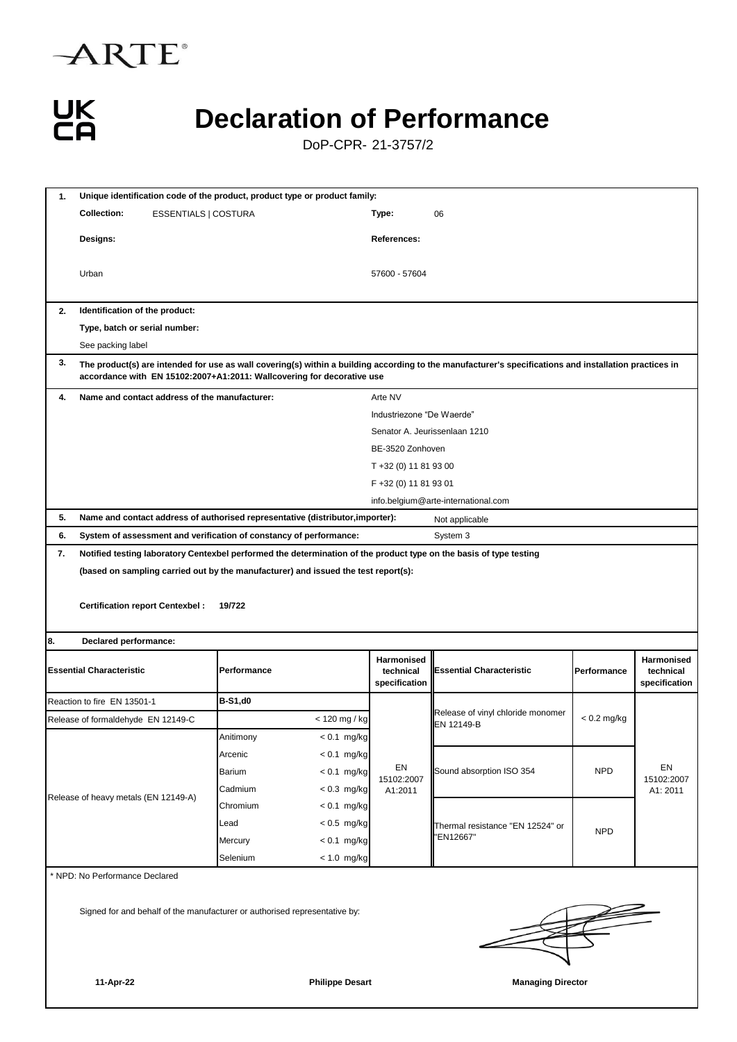ARTE®

UK CA

# Declaration of Performance

DoP-CPR- 21-3757/2

**1. Unique identification code of the product, product type or product family:**

**Collection:** ESSENTIALS | COSTURA

**Type:** 06

**Designs:**

Urban

**References:**

57600 - 57604

**2. Identification of the product:**

**Type, batch or serial number:**

See packing label

**3. The product(s) are intended for use as wall covering(s) within a building according to the manufacturer's specifications and installation practices in accordance with EN 15102:2007+A1:2011: Wallcovering for decorative use**

**4. Name and contact address of the manufacturer:**

Arte NV
Industriezone "De Waerde"
Senator A. Jeurissenlaan 1210
BE-3520 Zonhoven
T +32 (0) 11 81 93 00
F +32 (0) 11 81 93 01
info.belgium@arte-international.com

**5. Name and contact address of authorised representative (distributor,importer):** Not applicable

**6. System of assessment and verification of constancy of performance:** System 3

**7. Notified testing laboratory Centexbel performed the determination of the product type on the basis of type testing**

**(based on sampling carried out by the manufacturer) and issued the test report(s):**

**Certification report Centexbel : 19/722**

**8. Declared performance:**

| Essential Characteristic | Performance | | Harmonised technical specification | Essential Characteristic | Performance | Harmonised technical specification |
|---|---|---|---|---|---|---|
| Reaction to fire EN 13501-1 | **B-S1,d0** | | EN 15102:2007 A1:2011 | Release of vinyl chloride monomer EN 12149-B | < 0.2 mg/kg | EN 15102:2007 A1: 2011 |
| Release of formaldehyde EN 12149-C | | < 120 mg / kg | | | | |
| Release of heavy metals (EN 12149-A) | Anitimony | < 0.1 mg/kg | | Sound absorption ISO 354 | NPD | |
| | Arcenic | < 0.1 mg/kg | | | | |
| | Barium | < 0.1 mg/kg | | | | |
| | Cadmium | < 0.3 mg/kg | | | | |
| | Chromium | < 0.1 mg/kg | | Thermal resistance "EN 12524" or "EN12667" | NPD | |
| | Lead | < 0.5 mg/kg | | | | |
| | Mercury | < 0.1 mg/kg | | | | |
| | Selenium | < 1.0 mg/kg | | | | |

\* NPD: No Performance Declared

Signed for and behalf of the manufacturer or authorised representative by:

**11-Apr-22** **Philippe Desart** **Managing Director**